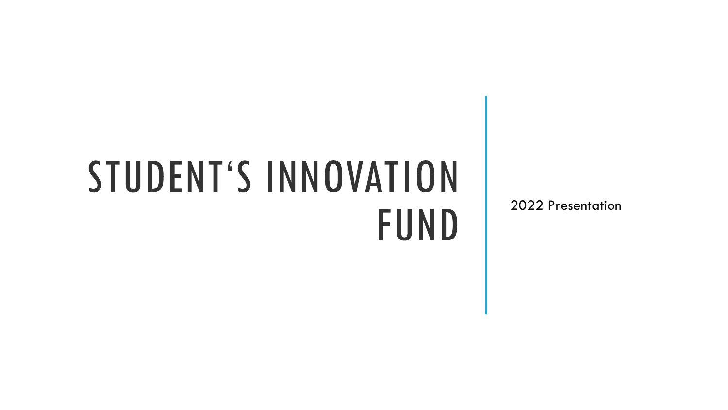# STUDENT'S INNOVATION FUND

2022 Presentation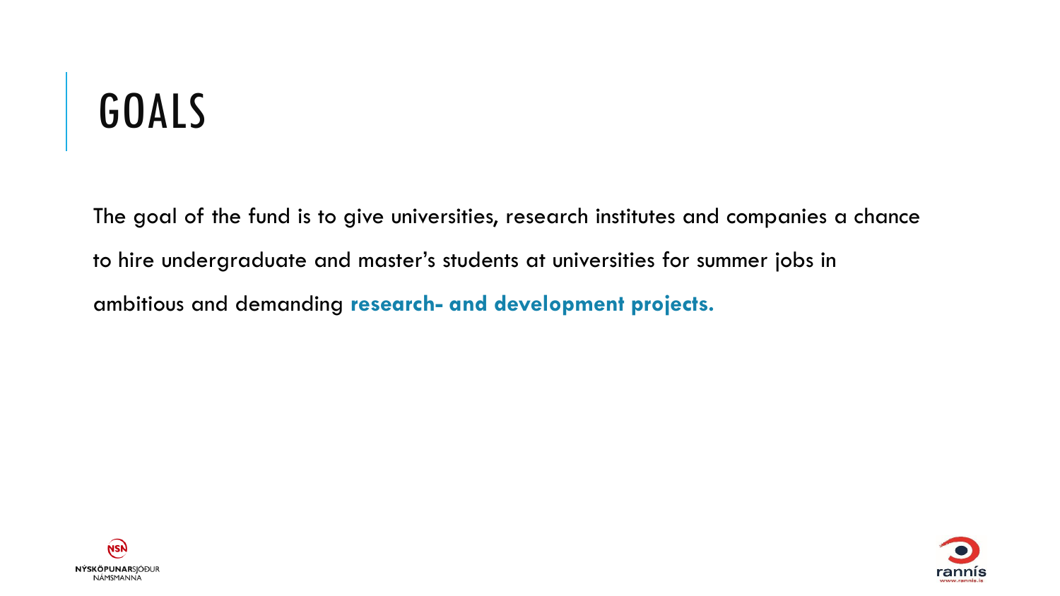# GOALS

The goal of the fund is to give universities, research institutes and companies a chance to hire undergraduate and master's students at universities for summer jobs in ambitious and demanding **research- and development projects.**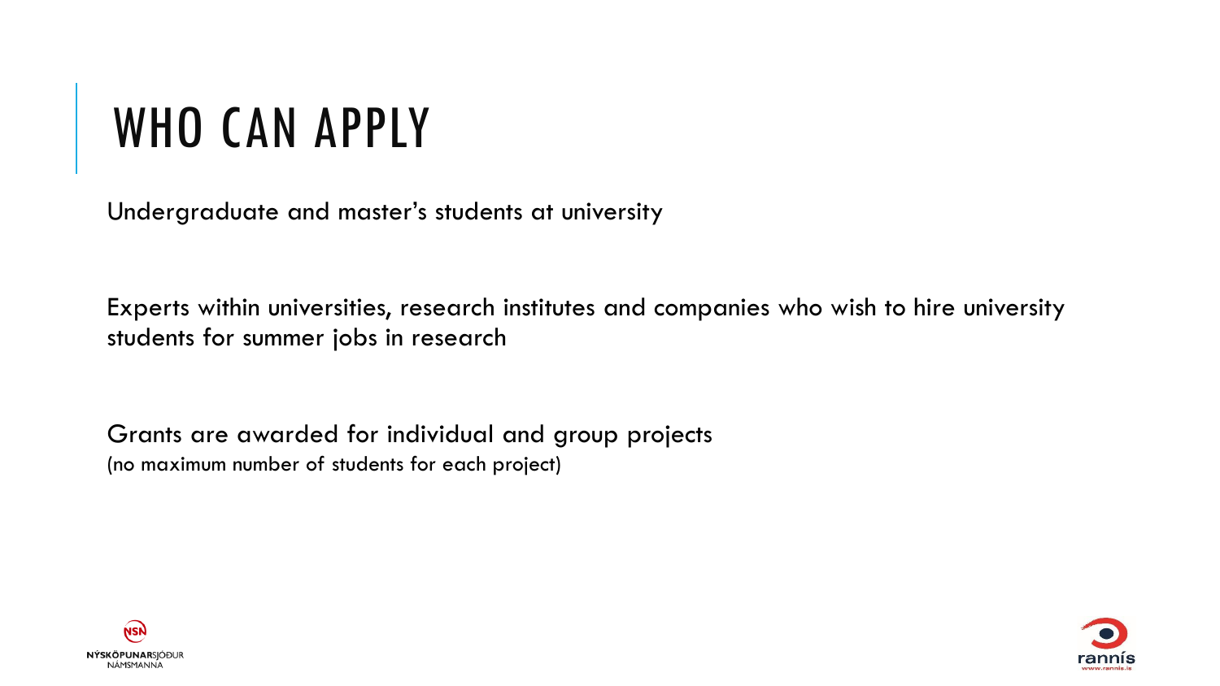# WHO CAN APPLY

Undergraduate and master's students at university

Experts within universities, research institutes and companies who wish to hire university students for summer jobs in research

Grants are awarded for individual and group projects
(no maximum number of students for each project)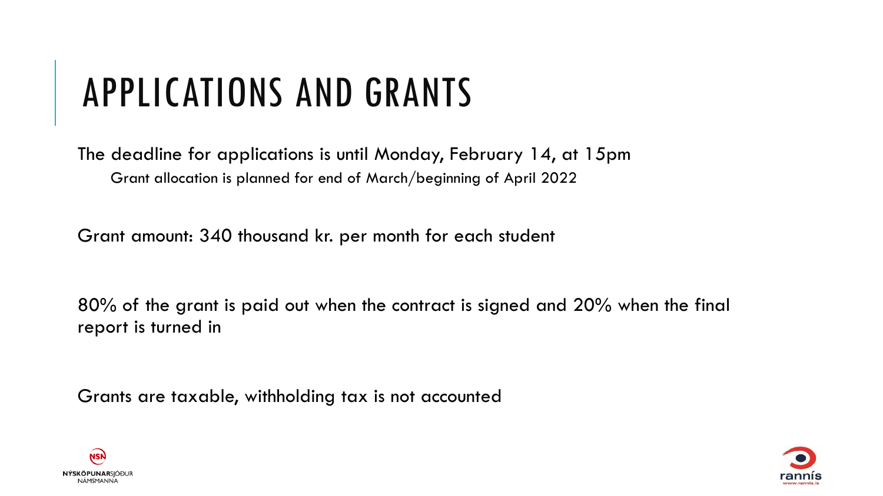# APPLICATIONS AND GRANTS

The deadline for applications is until Monday, February 14, at 15pm

Grant allocation is planned for end of March/beginning of April 2022

Grant amount: 340 thousand kr. per month for each student

80% of the grant is paid out when the contract is signed and 20% when the final report is turned in

Grants are taxable, withholding tax is not accounted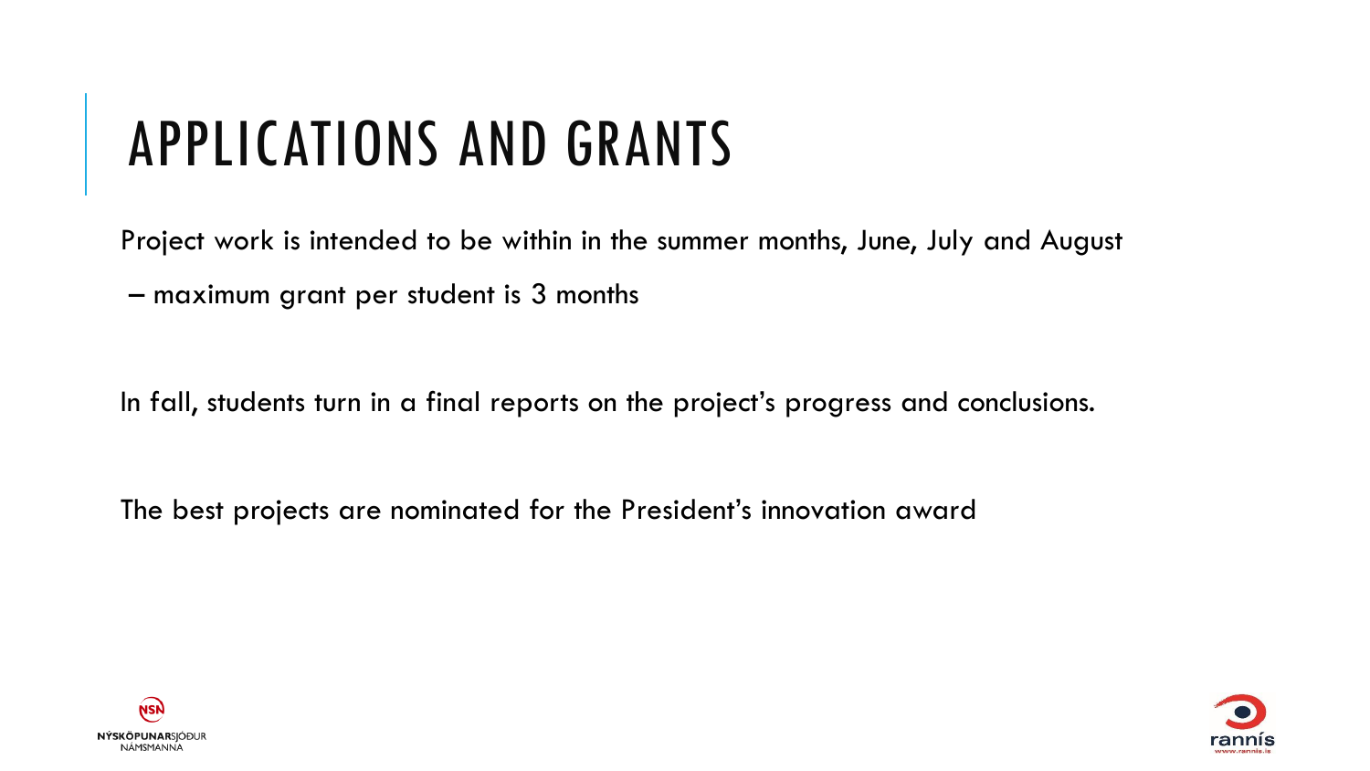# APPLICATIONS AND GRANTS

Project work is intended to be within in the summer months, June, July and August

– maximum grant per student is 3 months

In fall, students turn in a final reports on the project's progress and conclusions.

The best projects are nominated for the President's innovation award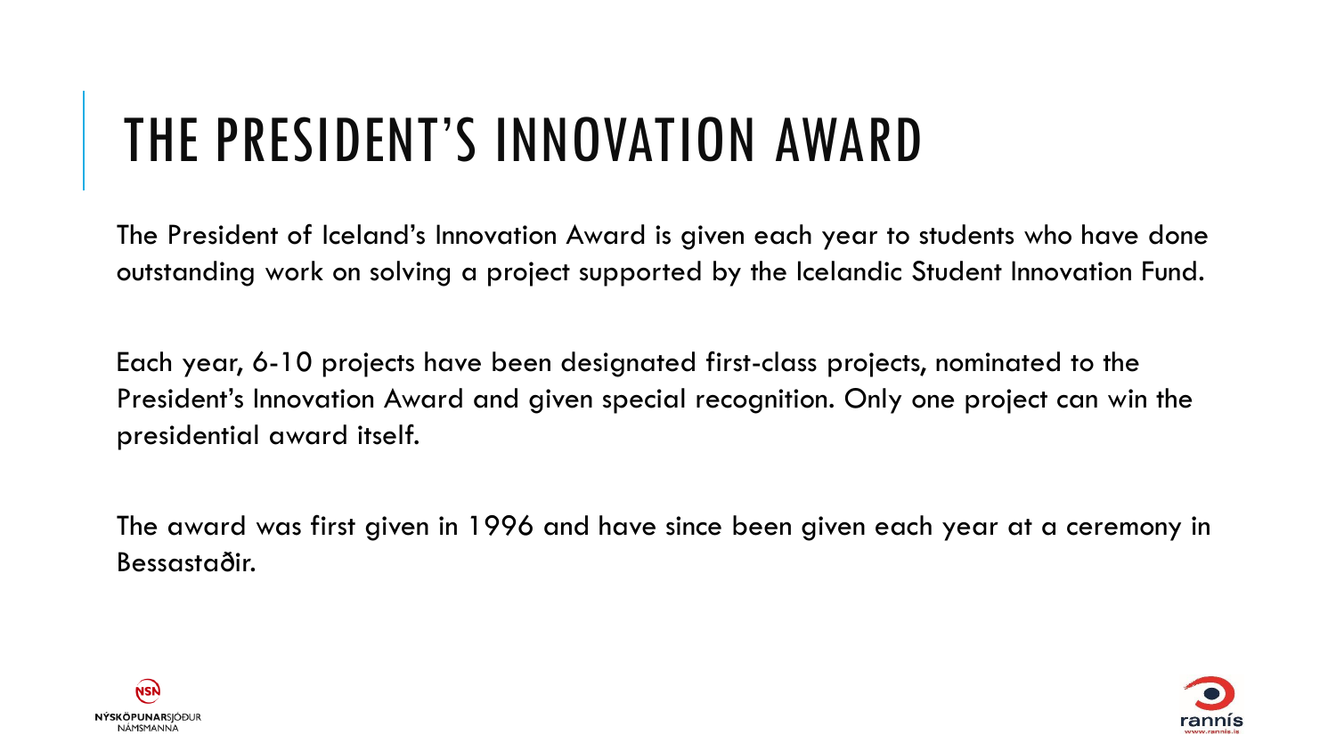# THE PRESIDENT'S INNOVATION AWARD

The President of Iceland's Innovation Award is given each year to students who have done outstanding work on solving a project supported by the Icelandic Student Innovation Fund.

Each year, 6-10 projects have been designated first-class projects, nominated to the President's Innovation Award and given special recognition. Only one project can win the presidential award itself.

The award was first given in 1996 and have since been given each year at a ceremony in Bessastaðir.

NÝSKÖPUNARSJÓÐUR NÁMSMANNA

rannís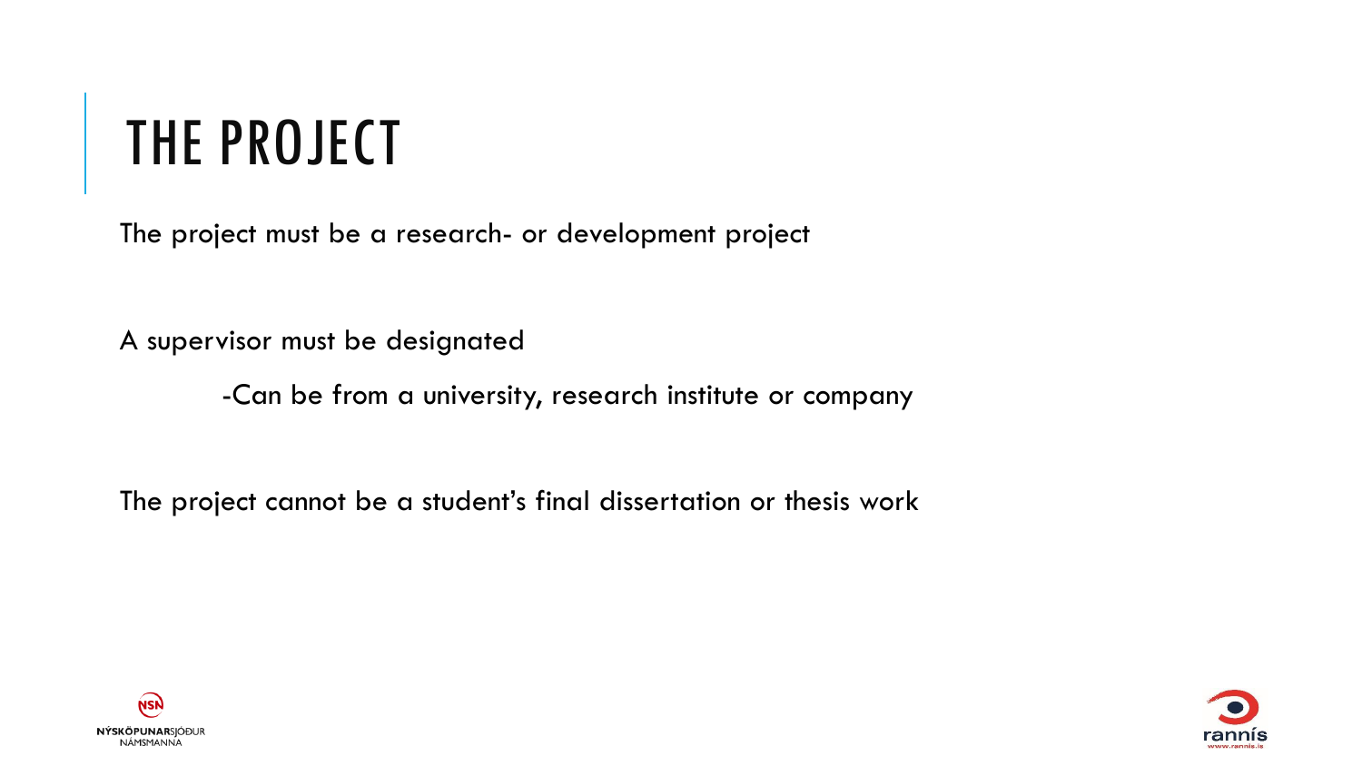# THE PROJECT

The project must be a research- or development project

A supervisor must be designated

-Can be from a university, research institute or company

The project cannot be a student's final dissertation or thesis work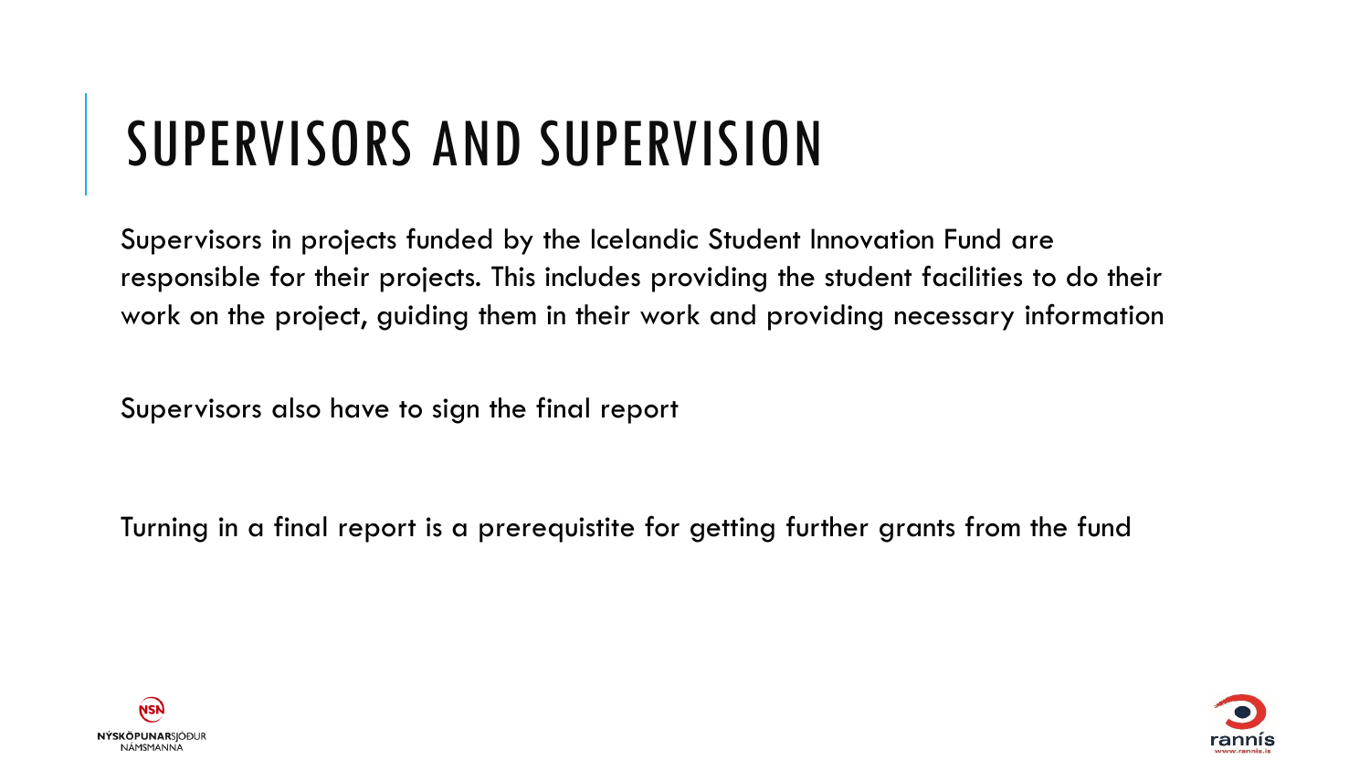# SUPERVISORS AND SUPERVISION

Supervisors in projects funded by the Icelandic Student Innovation Fund are responsible for their projects. This includes providing the student facilities to do their work on the project, guiding them in their work and providing necessary information

Supervisors also have to sign the final report

Turning in a final report is a prerequistite for getting further grants from the fund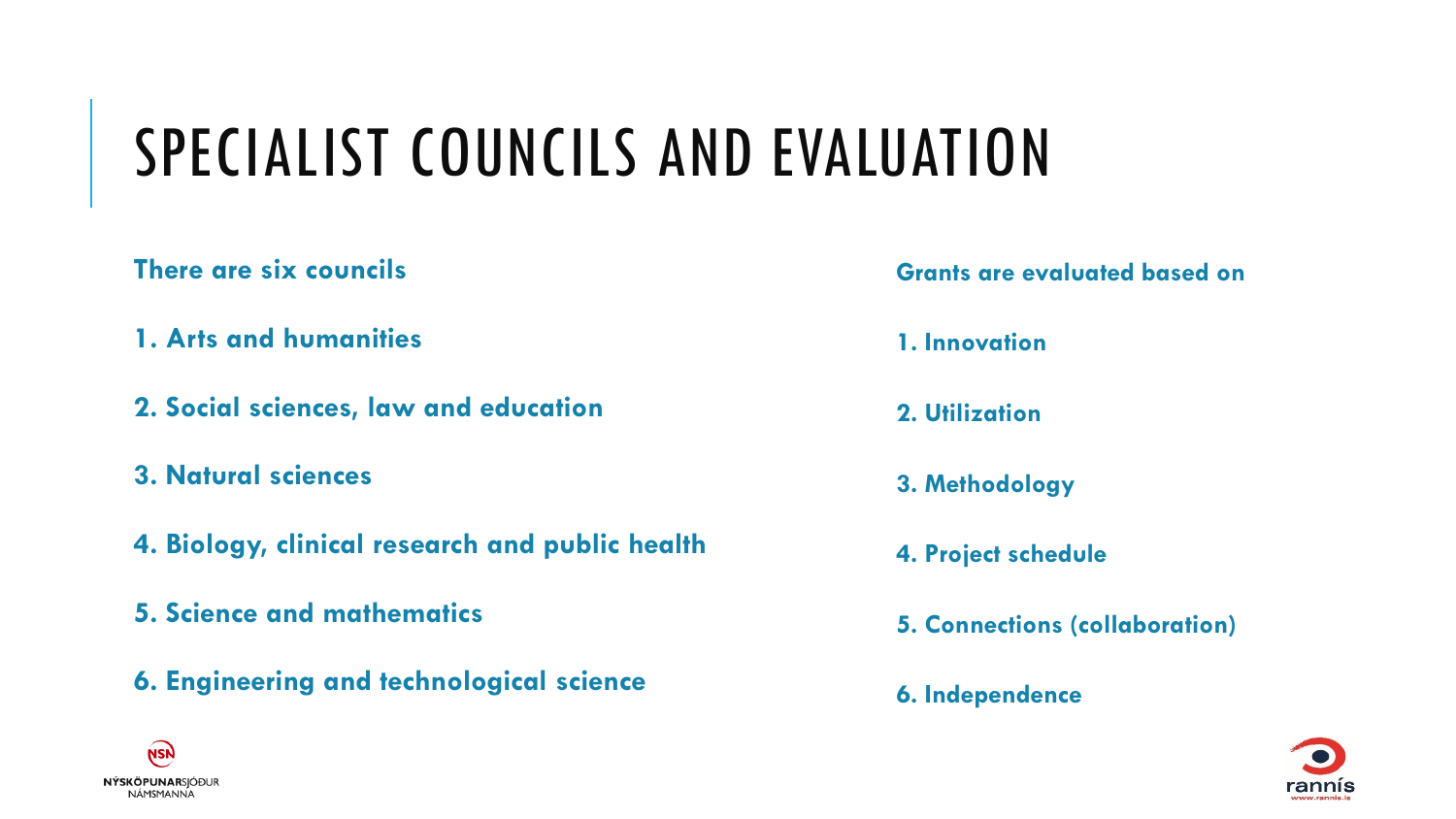# SPECIALIST COUNCILS AND EVALUATION

**There are six councils**

1. **Arts and humanities**
2. **Social sciences, law and education**
3. **Natural sciences**
4. **Biology, clinical research and public health**
5. **Science and mathematics**
6. **Engineering and technological science**

**Grants are evaluated based on**

1. **Innovation**
2. **Utilization**
3. **Methodology**
4. **Project schedule**
5. **Connections (collaboration)**
6. **Independence**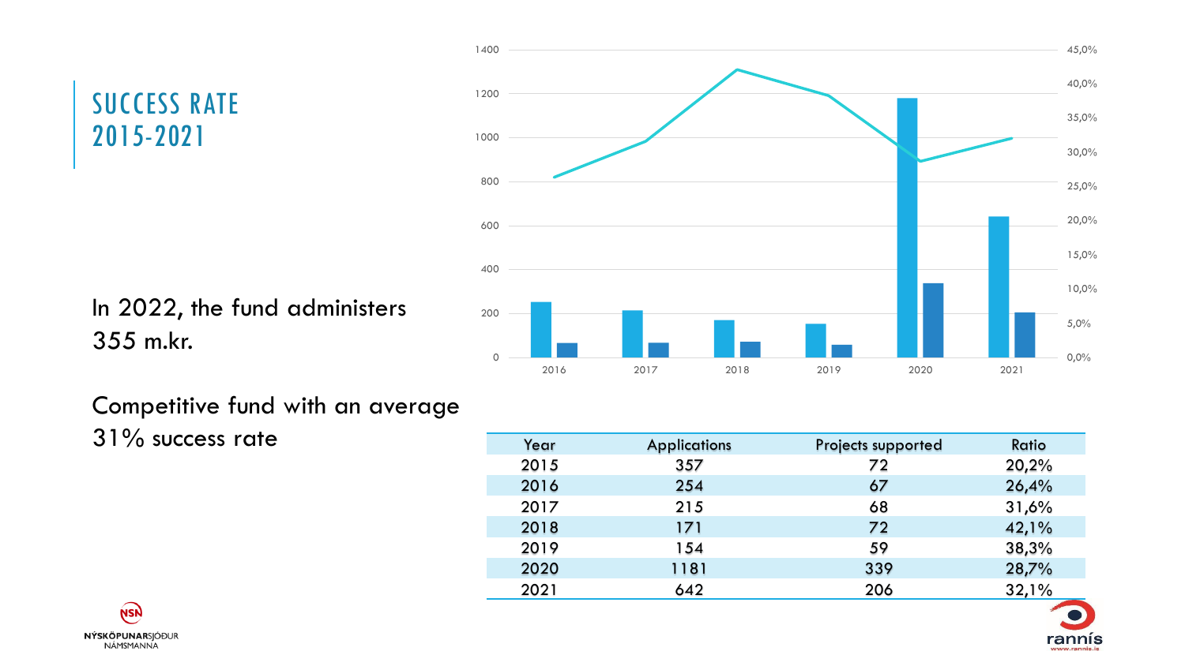# SUCCESS RATE 2015-2021

In 2022, the fund administers 355 m.kr.

Competitive fund with an average 31% success rate

| Year | Applications | Projects supported | Ratio |
|---|---|---|---|
| 2015 | 357 | 72 | 20,2% |
| 2016 | 254 | 67 | 26,4% |
| 2017 | 215 | 68 | 31,6% |
| 2018 | 171 | 72 | 42,1% |
| 2019 | 154 | 59 | 38,3% |
| 2020 | 1181 | 339 | 28,7% |
| 2021 | 642 | 206 | 32,1% |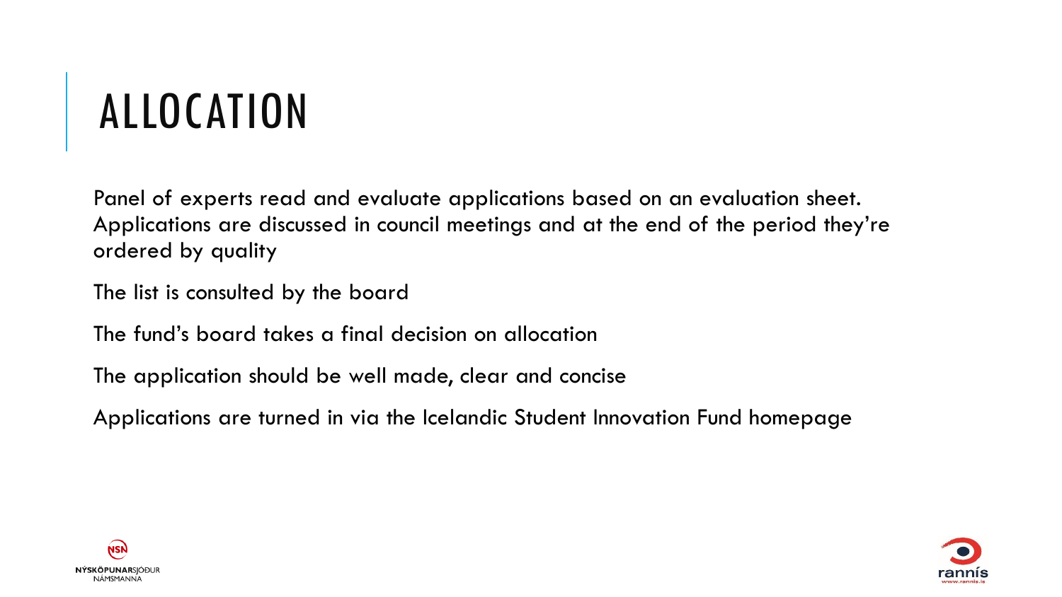# ALLOCATION

Panel of experts read and evaluate applications based on an evaluation sheet. Applications are discussed in council meetings and at the end of the period they're ordered by quality

The list is consulted by the board

The fund's board takes a final decision on allocation

The application should be well made, clear and concise

Applications are turned in via the Icelandic Student Innovation Fund homepage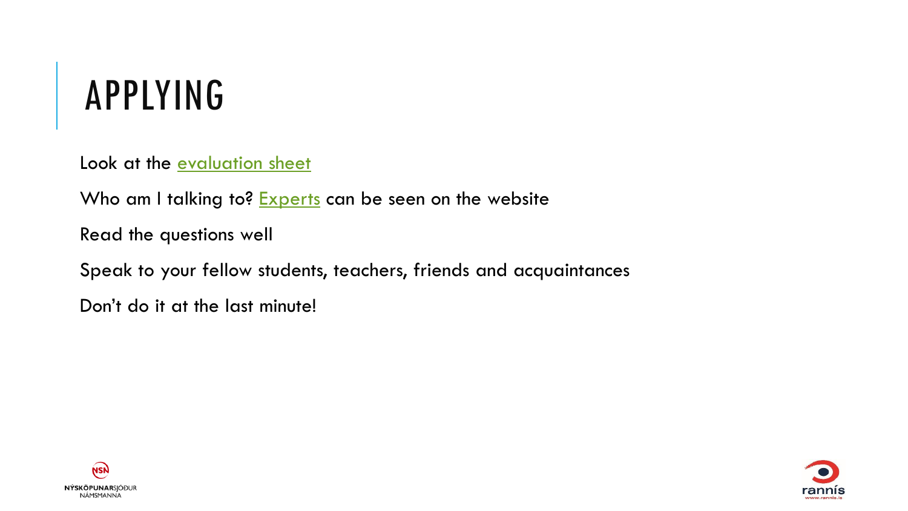# APPLYING

Look at the evaluation sheet

Who am I talking to? Experts can be seen on the website

Read the questions well

Speak to your fellow students, teachers, friends and acquaintances

Don’t do it at the last minute!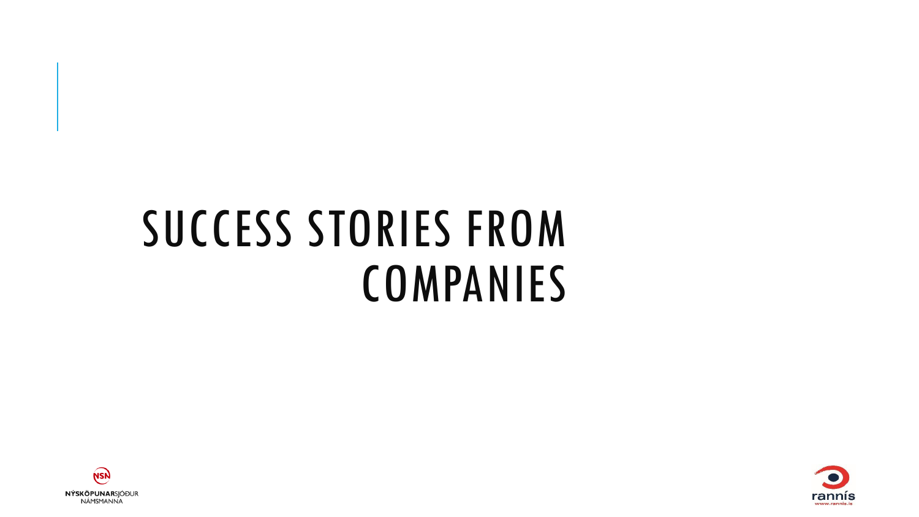# SUCCESS STORIES FROM COMPANIES

NÝSKÖPUNARSJÓÐUR NÁMSMANNA

rannís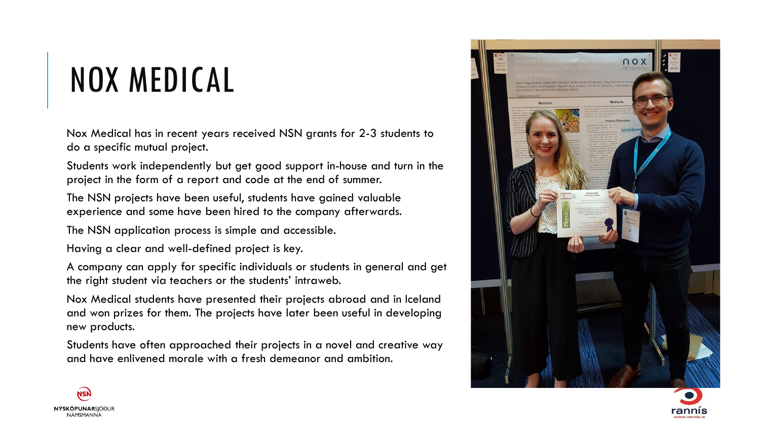# NOX MEDICAL

Nox Medical has in recent years received NSN grants for 2-3 students to do a specific mutual project.

Students work independently but get good support in-house and turn in the project in the form of a report and code at the end of summer.

The NSN projects have been useful, students have gained valuable experience and some have been hired to the company afterwards.

The NSN application process is simple and accessible.

Having a clear and well-defined project is key.

A company can apply for specific individuals or students in general and get the right student via teachers or the students' intraweb.

Nox Medical students have presented their projects abroad and in Iceland and won prizes for them. The projects have later been useful in developing new products.

Students have often approached their projects in a novel and creative way and have enlivened morale with a fresh demeanor and ambition.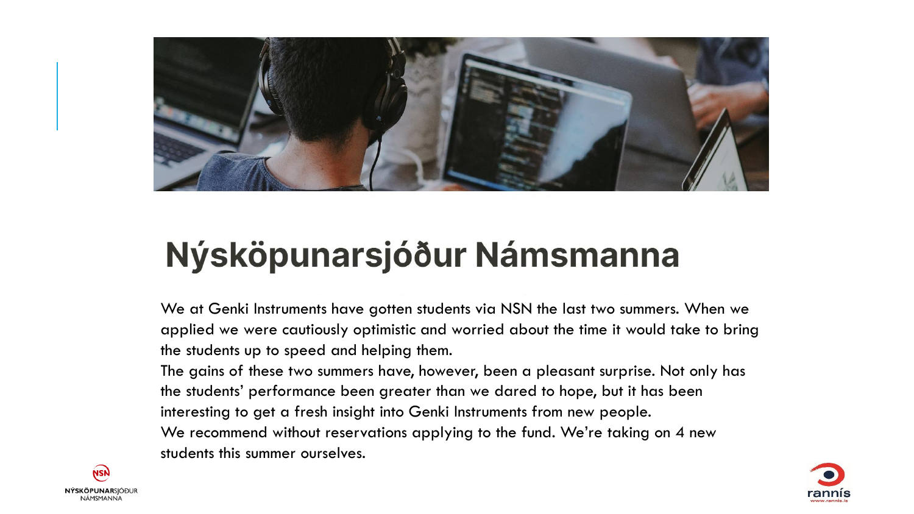# Nýsköpunarsjóður Námsmanna

We at Genki Instruments have gotten students via NSN the last two summers. When we applied we were cautiously optimistic and worried about the time it would take to bring the students up to speed and helping them.

The gains of these two summers have, however, been a pleasant surprise. Not only has the students' performance been greater than we dared to hope, but it has been interesting to get a fresh insight into Genki Instruments from new people.

We recommend without reservations applying to the fund. We're taking on 4 new students this summer ourselves.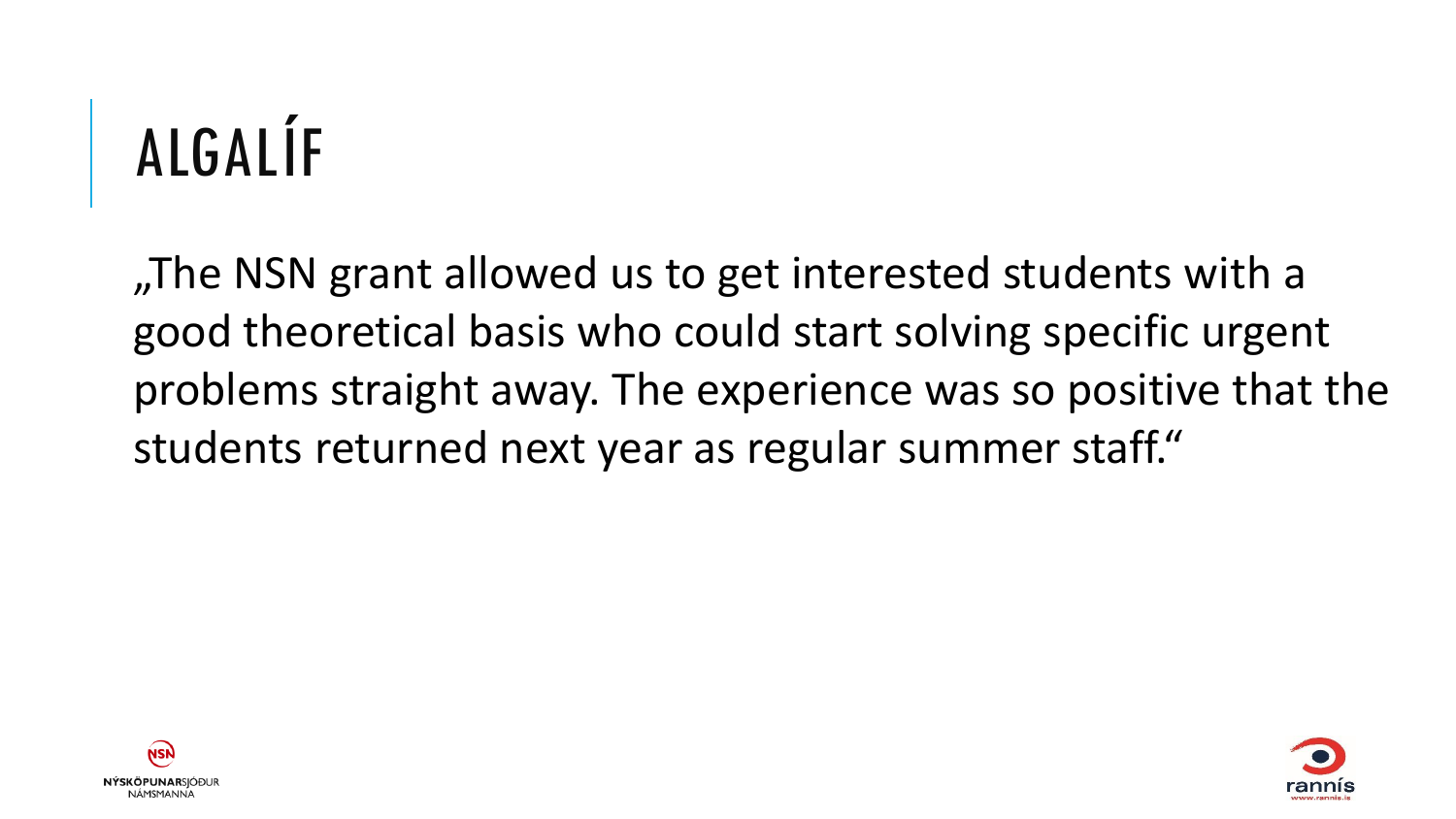# ALGALÍF

„The NSN grant allowed us to get interested students with a good theoretical basis who could start solving specific urgent problems straight away. The experience was so positive that the students returned next year as regular summer staff.“